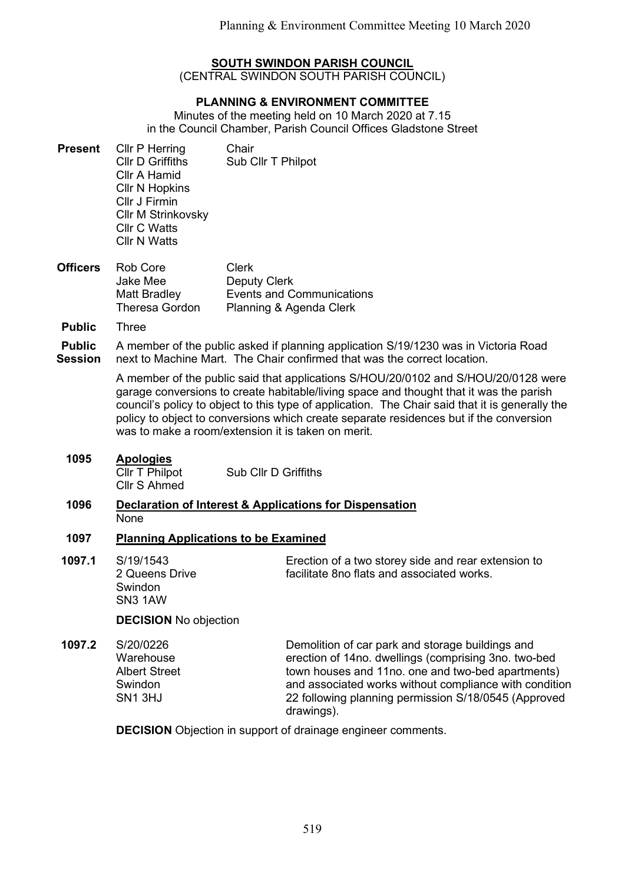# SOUTH SWINDON PARISH COUNCIL

(CENTRAL SWINDON SOUTH PARISH COUNCIL)

## PLANNING & ENVIRONMENT COMMITTEE

Minutes of the meeting held on 10 March 2020 at 7.15
in the Council Chamber, Parish Council Offices Gladstone Street

**Present**

| | |
|---|---|
| Cllr P Herring | Chair |
| Cllr D Griffiths | Sub Cllr T Philpot |
| Cllr A Hamid | |
| Cllr N Hopkins | |
| Cllr J Firmin | |
| Cllr M Strinkovsky | |
| Cllr C Watts | |
| Cllr N Watts | |

**Officers**

| | |
|---|---|
| Rob Core | Clerk |
| Jake Mee | Deputy Clerk |
| Matt Bradley | Events and Communications |
| Theresa Gordon | Planning & Agenda Clerk |

**Public** Three

**Public Session**

A member of the public asked if planning application S/19/1230 was in Victoria Road next to Machine Mart. The Chair confirmed that was the correct location.

A member of the public said that applications S/HOU/20/0102 and S/HOU/20/0128 were garage conversions to create habitable/living space and thought that it was the parish council's policy to object to this type of application. The Chair said that it is generally the policy to object to conversions which create separate residences but if the conversion was to make a room/extension it is taken on merit.

### 1095 Apologies

| | |
|---|---|
| Cllr T Philpot | Sub Cllr D Griffiths |
| Cllr S Ahmed | |

### 1096 Declaration of Interest & Applications for Dispensation

None

### 1097 Planning Applications to be Examined

**1097.1** S/19/1543
2 Queens Drive
Swindon
SN3 1AW

Erection of a two storey side and rear extension to facilitate 8no flats and associated works.

**DECISION** No objection

**1097.2** S/20/0226
Warehouse
Albert Street
Swindon
SN1 3HJ

Demolition of car park and storage buildings and erection of 14no. dwellings (comprising 3no. two-bed town houses and 11no. one and two-bed apartments) and associated works without compliance with condition 22 following planning permission S/18/0545 (Approved drawings).

**DECISION** Objection in support of drainage engineer comments.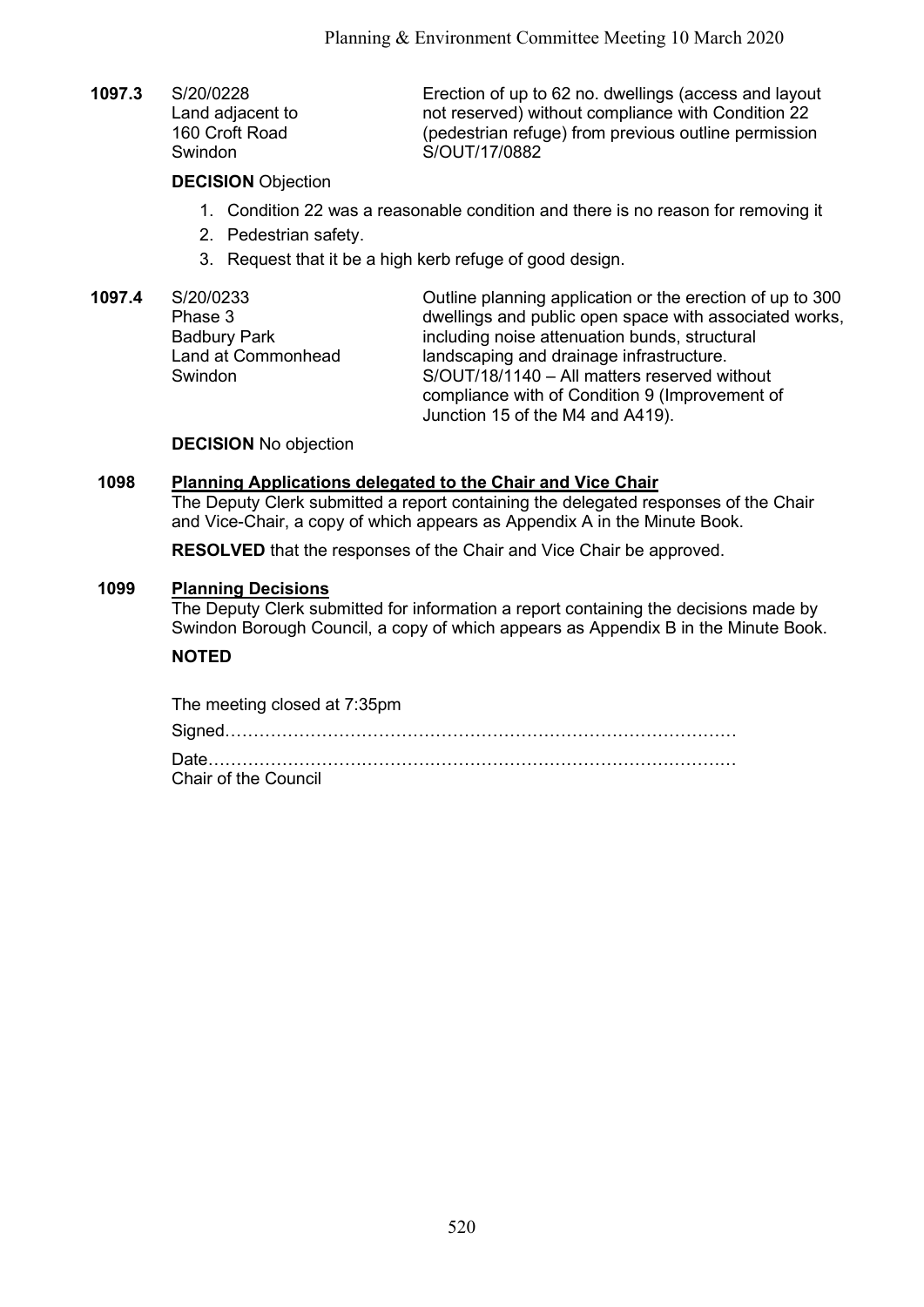**1097.3** S/20/0228
Land adjacent to
160 Croft Road
Swindon

Erection of up to 62 no. dwellings (access and layout not reserved) without compliance with Condition 22 (pedestrian refuge) from previous outline permission S/OUT/17/0882

**DECISION** Objection

1. Condition 22 was a reasonable condition and there is no reason for removing it
2. Pedestrian safety.
3. Request that it be a high kerb refuge of good design.

**1097.4** S/20/0233
Phase 3
Badbury Park
Land at Commonhead
Swindon

Outline planning application or the erection of up to 300 dwellings and public open space with associated works, including noise attenuation bunds, structural landscaping and drainage infrastructure.
S/OUT/18/1140 – All matters reserved without compliance with of Condition 9 (Improvement of Junction 15 of the M4 and A419).

**DECISION** No objection

**1098** **Planning Applications delegated to the Chair and Vice Chair**

The Deputy Clerk submitted a report containing the delegated responses of the Chair and Vice-Chair, a copy of which appears as Appendix A in the Minute Book.

**RESOLVED** that the responses of the Chair and Vice Chair be approved.

**1099** **Planning Decisions**

The Deputy Clerk submitted for information a report containing the decisions made by Swindon Borough Council, a copy of which appears as Appendix B in the Minute Book.

**NOTED**

The meeting closed at 7:35pm

Signed………………………………………………………………………………

Date…………………………………………………………………………………
Chair of the Council